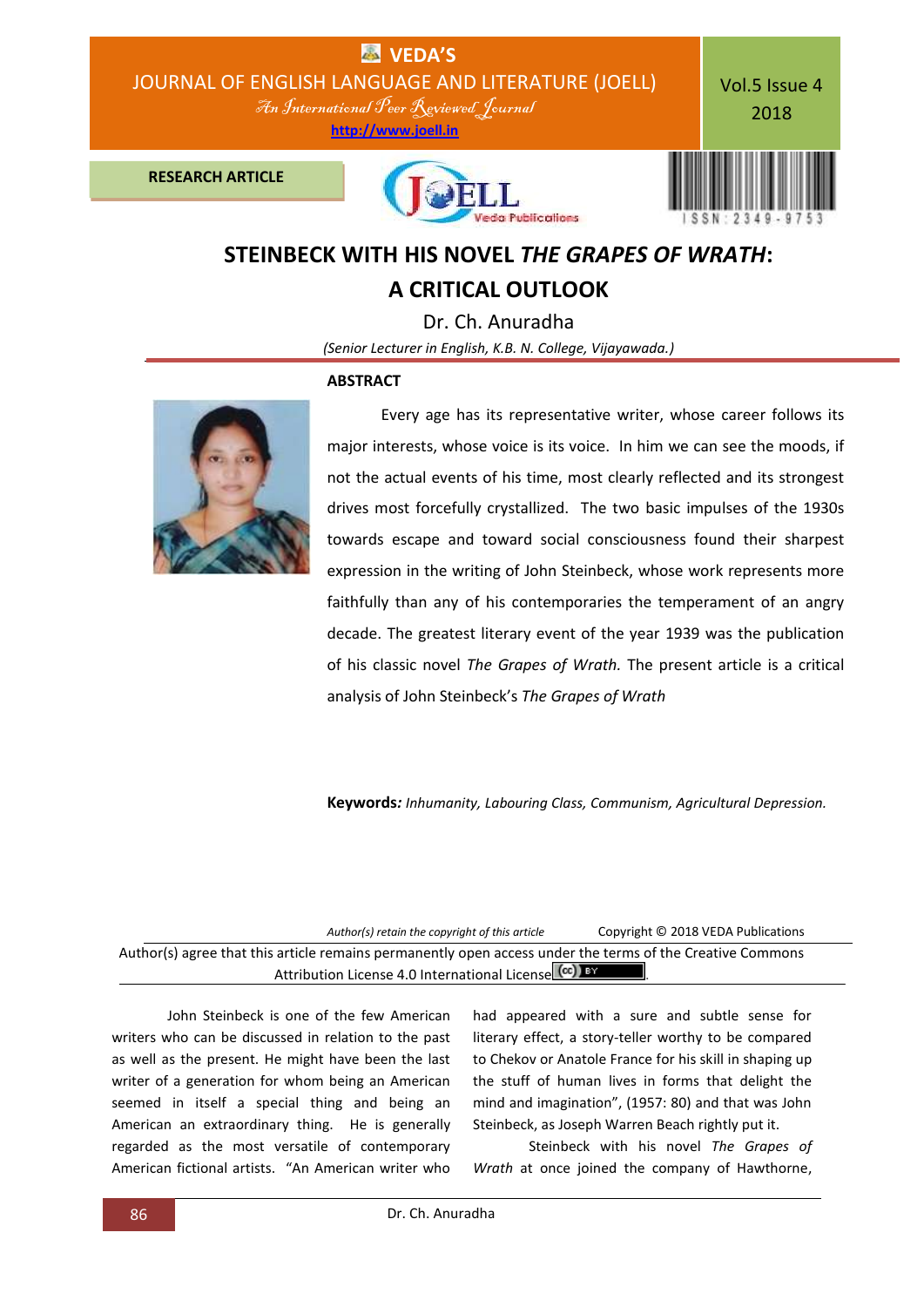VEDA'S

JOURNAL OF ENGLISH LANGUAGE AND LITERATURE (JOELL)

*An International Peer Reviewed Journal*

http://www.joell.in

Vol.5 Issue 4
2018

**RESEARCH ARTICLE**

ISSN: 2349-9753

# STEINBECK WITH HIS NOVEL *THE GRAPES OF WRATH*: A CRITICAL OUTLOOK

Dr. Ch. Anuradha

*(Senior Lecturer in English, K.B. N. College, Vijayawada.)*

## ABSTRACT

Every age has its representative writer, whose career follows its major interests, whose voice is its voice. In him we can see the moods, if not the actual events of his time, most clearly reflected and its strongest drives most forcefully crystallized. The two basic impulses of the 1930s towards escape and toward social consciousness found their sharpest expression in the writing of John Steinbeck, whose work represents more faithfully than any of his contemporaries the temperament of an angry decade. The greatest literary event of the year 1939 was the publication of his classic novel *The Grapes of Wrath*. The present article is a critical analysis of John Steinbeck's *The Grapes of Wrath*

**Keywords***:* *Inhumanity, Labouring Class, Communism, Agricultural Depression.*

*Author(s) retain the copyright of this article* Copyright © 2018 VEDA Publications

Author(s) agree that this article remains permanently open access under the terms of the Creative Commons Attribution License 4.0 International License.

John Steinbeck is one of the few American writers who can be discussed in relation to the past as well as the present. He might have been the last writer of a generation for whom being an American seemed in itself a special thing and being an American an extraordinary thing. He is generally regarded as the most versatile of contemporary American fictional artists. "An American writer who had appeared with a sure and subtle sense for literary effect, a story-teller worthy to be compared to Chekov or Anatole France for his skill in shaping up the stuff of human lives in forms that delight the mind and imagination", (1957: 80) and that was John Steinbeck, as Joseph Warren Beach rightly put it.

Steinbeck with his novel *The Grapes of Wrath* at once joined the company of Hawthorne,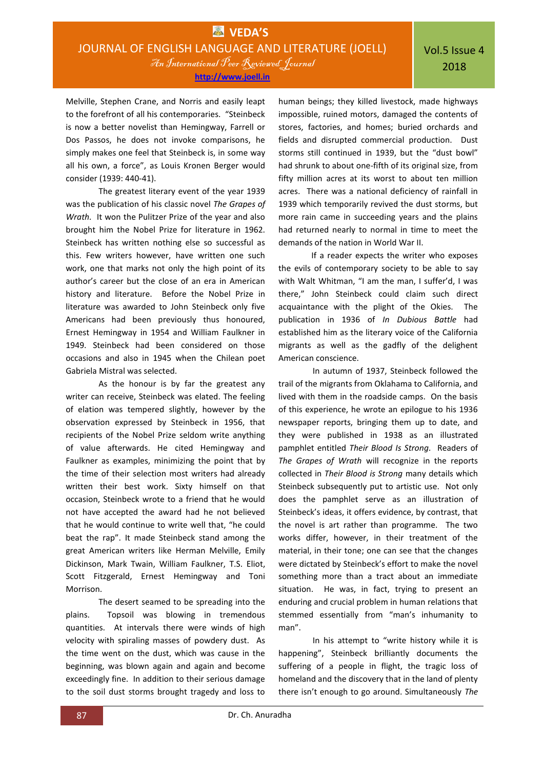Melville, Stephen Crane, and Norris and easily leapt to the forefront of all his contemporaries. "Steinbeck is now a better novelist than Hemingway, Farrell or Dos Passos, he does not invoke comparisons, he simply makes one feel that Steinbeck is, in some way all his own, a force", as Louis Kronen Berger would consider (1939: 440-41).

The greatest literary event of the year 1939 was the publication of his classic novel *The Grapes of Wrath.* It won the Pulitzer Prize of the year and also brought him the Nobel Prize for literature in 1962. Steinbeck has written nothing else so successful as this. Few writers however, have written one such work, one that marks not only the high point of its author's career but the close of an era in American history and literature. Before the Nobel Prize in literature was awarded to John Steinbeck only five Americans had been previously thus honoured, Ernest Hemingway in 1954 and William Faulkner in 1949. Steinbeck had been considered on those occasions and also in 1945 when the Chilean poet Gabriela Mistral was selected.

As the honour is by far the greatest any writer can receive, Steinbeck was elated. The feeling of elation was tempered slightly, however by the observation expressed by Steinbeck in 1956, that recipients of the Nobel Prize seldom write anything of value afterwards. He cited Hemingway and Faulkner as examples, minimizing the point that by the time of their selection most writers had already written their best work. Sixty himself on that occasion, Steinbeck wrote to a friend that he would not have accepted the award had he not believed that he would continue to write well that, "he could beat the rap". It made Steinbeck stand among the great American writers like Herman Melville, Emily Dickinson, Mark Twain, William Faulkner, T.S. Eliot, Scott Fitzgerald, Ernest Hemingway and Toni Morrison.

The desert seamed to be spreading into the plains. Topsoil was blowing in tremendous quantities. At intervals there were winds of high velocity with spiraling masses of powdery dust. As the time went on the dust, which was cause in the beginning, was blown again and again and become exceedingly fine. In addition to their serious damage to the soil dust storms brought tragedy and loss to human beings; they killed livestock, made highways impossible, ruined motors, damaged the contents of stores, factories, and homes; buried orchards and fields and disrupted commercial production. Dust storms still continued in 1939, but the "dust bowl" had shrunk to about one-fifth of its original size, from fifty million acres at its worst to about ten million acres. There was a national deficiency of rainfall in 1939 which temporarily revived the dust storms, but more rain came in succeeding years and the plains had returned nearly to normal in time to meet the demands of the nation in World War II.

If a reader expects the writer who exposes the evils of contemporary society to be able to say with Walt Whitman, "I am the man, I suffer'd, I was there," John Steinbeck could claim such direct acquaintance with the plight of the Okies. The publication in 1936 of *In Dubious Battle* had established him as the literary voice of the California migrants as well as the gadfly of the delighent American conscience.

In autumn of 1937, Steinbeck followed the trail of the migrants from Oklahoma to California, and lived with them in the roadside camps. On the basis of this experience, he wrote an epilogue to his 1936 newspaper reports, bringing them up to date, and they were published in 1938 as an illustrated pamphlet entitled *Their Blood Is Strong*. Readers of *The Grapes of Wrath* will recognize in the reports collected in *Their Blood is Strong* many details which Steinbeck subsequently put to artistic use. Not only does the pamphlet serve as an illustration of Steinbeck's ideas, it offers evidence, by contrast, that the novel is art rather than programme. The two works differ, however, in their treatment of the material, in their tone; one can see that the changes were dictated by Steinbeck's effort to make the novel something more than a tract about an immediate situation. He was, in fact, trying to present an enduring and crucial problem in human relations that stemmed essentially from "man's inhumanity to man".

In his attempt to "write history while it is happening", Steinbeck brilliantly documents the suffering of a people in flight, the tragic loss of homeland and the discovery that in the land of plenty there isn't enough to go around. Simultaneously *The*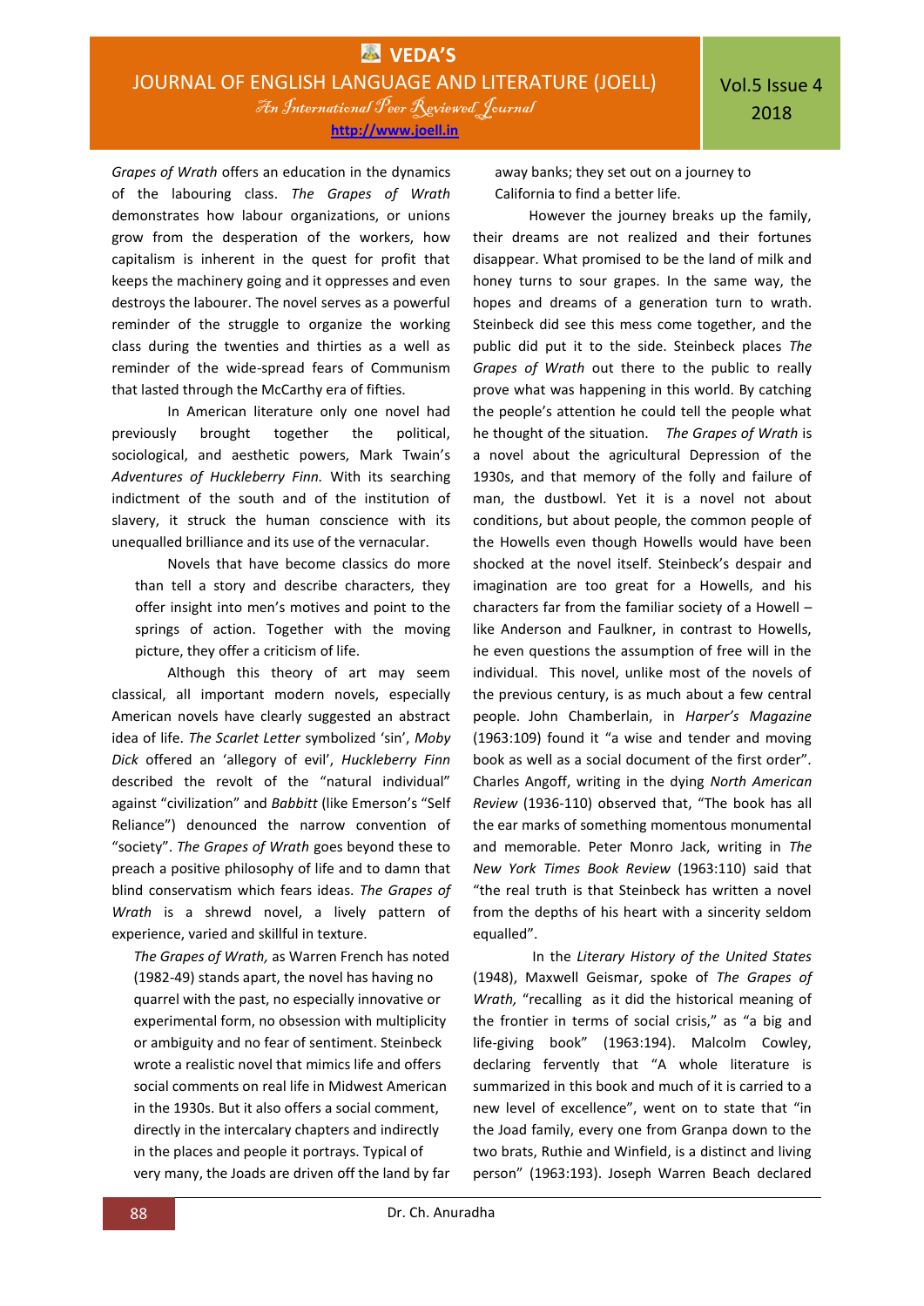*Grapes of Wrath* offers an education in the dynamics of the labouring class. *The Grapes of Wrath* demonstrates how labour organizations, or unions grow from the desperation of the workers, how capitalism is inherent in the quest for profit that keeps the machinery going and it oppresses and even destroys the labourer. The novel serves as a powerful reminder of the struggle to organize the working class during the twenties and thirties as a well as reminder of the wide-spread fears of Communism that lasted through the McCarthy era of fifties.

In American literature only one novel had previously brought together the political, sociological, and aesthetic powers, Mark Twain's *Adventures of Huckleberry Finn.* With its searching indictment of the south and of the institution of slavery, it struck the human conscience with its unequalled brilliance and its use of the vernacular.

> Novels that have become classics do more than tell a story and describe characters, they offer insight into men's motives and point to the springs of action. Together with the moving picture, they offer a criticism of life.

Although this theory of art may seem classical, all important modern novels, especially American novels have clearly suggested an abstract idea of life. *The Scarlet Letter* symbolized 'sin', *Moby Dick* offered an 'allegory of evil', *Huckleberry Finn* described the revolt of the "natural individual" against "civilization" and *Babbitt* (like Emerson's "Self Reliance") denounced the narrow convention of "society". *The Grapes of Wrath* goes beyond these to preach a positive philosophy of life and to damn that blind conservatism which fears ideas. *The Grapes of Wrath* is a shrewd novel, a lively pattern of experience, varied and skillful in texture.

> *The Grapes of Wrath,* as Warren French has noted (1982-49) stands apart, the novel has having no quarrel with the past, no especially innovative or experimental form, no obsession with multiplicity or ambiguity and no fear of sentiment. Steinbeck wrote a realistic novel that mimics life and offers social comments on real life in Midwest American in the 1930s. But it also offers a social comment, directly in the intercalary chapters and indirectly in the places and people it portrays. Typical of very many, the Joads are driven off the land by far away banks; they set out on a journey to California to find a better life.

However the journey breaks up the family, their dreams are not realized and their fortunes disappear. What promised to be the land of milk and honey turns to sour grapes. In the same way, the hopes and dreams of a generation turn to wrath. Steinbeck did see this mess come together, and the public did put it to the side. Steinbeck places *The Grapes of Wrath* out there to the public to really prove what was happening in this world. By catching the people's attention he could tell the people what he thought of the situation. *The Grapes of Wrath* is a novel about the agricultural Depression of the 1930s, and that memory of the folly and failure of man, the dustbowl. Yet it is a novel not about conditions, but about people, the common people of the Howells even though Howells would have been shocked at the novel itself. Steinbeck's despair and imagination are too great for a Howells, and his characters far from the familiar society of a Howell – like Anderson and Faulkner, in contrast to Howells, he even questions the assumption of free will in the individual. This novel, unlike most of the novels of the previous century, is as much about a few central people. John Chamberlain, in *Harper's Magazine* (1963:109) found it "a wise and tender and moving book as well as a social document of the first order". Charles Angoff, writing in the dying *North American Review* (1936-110) observed that, "The book has all the ear marks of something momentous monumental and memorable. Peter Monro Jack, writing in *The New York Times Book Review* (1963:110) said that "the real truth is that Steinbeck has written a novel from the depths of his heart with a sincerity seldom equalled".

In the *Literary History of the United States* (1948), Maxwell Geismar, spoke of *The Grapes of Wrath,* "recalling as it did the historical meaning of the frontier in terms of social crisis," as "a big and life-giving book" (1963:194). Malcolm Cowley, declaring fervently that "A whole literature is summarized in this book and much of it is carried to a new level of excellence", went on to state that "in the Joad family, every one from Granpa down to the two brats, Ruthie and Winfield, is a distinct and living person" (1963:193). Joseph Warren Beach declared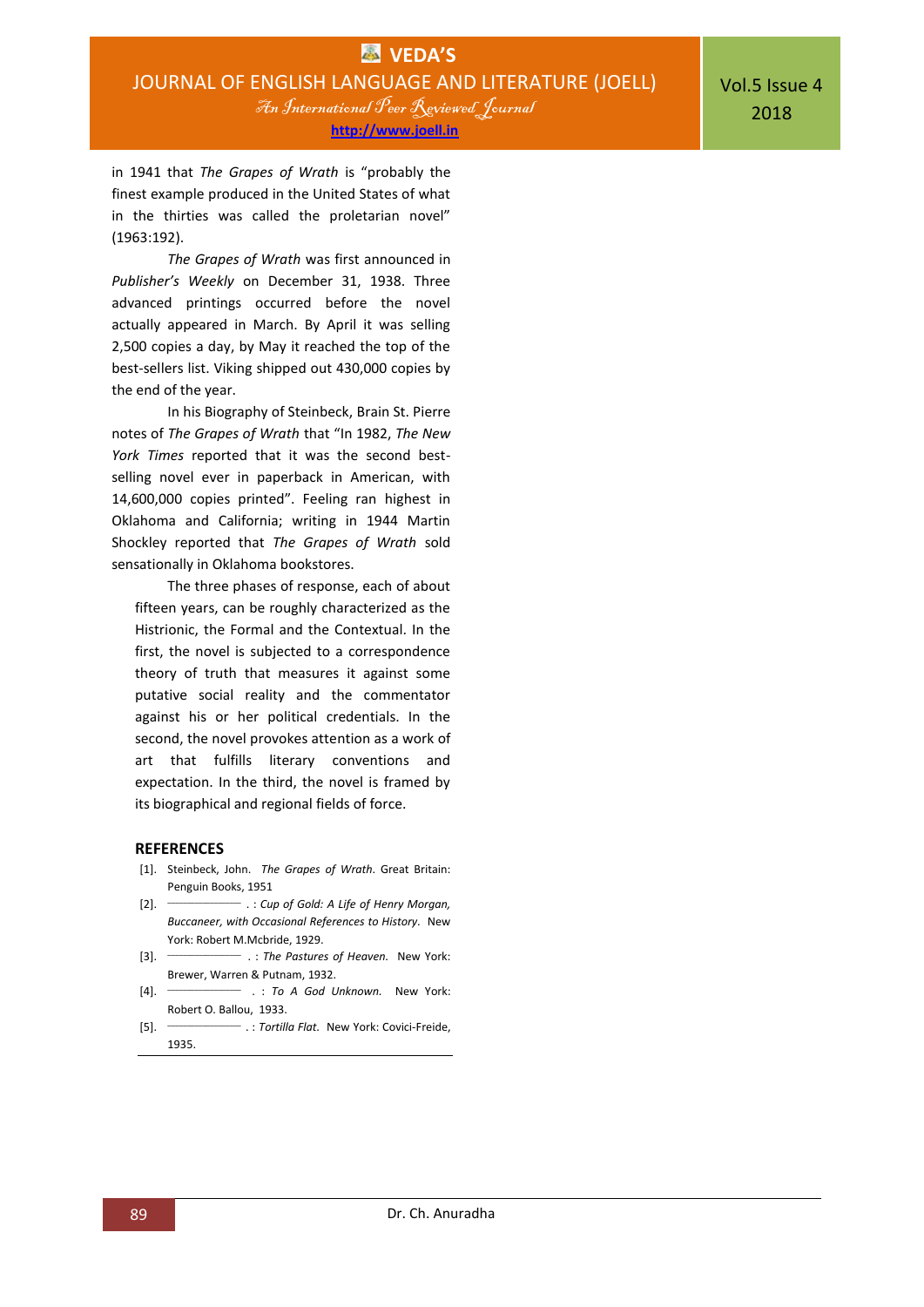in 1941 that *The Grapes of Wrath* is "probably the finest example produced in the United States of what in the thirties was called the proletarian novel" (1963:192).

*The Grapes of Wrath* was first announced in *Publisher's Weekly* on December 31, 1938. Three advanced printings occurred before the novel actually appeared in March. By April it was selling 2,500 copies a day, by May it reached the top of the best-sellers list. Viking shipped out 430,000 copies by the end of the year.

In his Biography of Steinbeck, Brain St. Pierre notes of *The Grapes of Wrath* that "In 1982, *The New York Times* reported that it was the second best-selling novel ever in paperback in American, with 14,600,000 copies printed". Feeling ran highest in Oklahoma and California; writing in 1944 Martin Shockley reported that *The Grapes of Wrath* sold sensationally in Oklahoma bookstores.

> The three phases of response, each of about fifteen years, can be roughly characterized as the Histrionic, the Formal and the Contextual. In the first, the novel is subjected to a correspondence theory of truth that measures it against some putative social reality and the commentator against his or her political credentials. In the second, the novel provokes attention as a work of art that fulfills literary conventions and expectation. In the third, the novel is framed by its biographical and regional fields of force.

## REFERENCES

[1]. Steinbeck, John. *The Grapes of Wrath*. Great Britain: Penguin Books, 1951

[2]. ———— . : *Cup of Gold: A Life of Henry Morgan, Buccaneer, with Occasional References to History*. New York: Robert M.Mcbride, 1929.

[3]. ———— . : *The Pastures of Heaven*. New York: Brewer, Warren & Putnam, 1932.

[4]. ———— . : *To A God Unknown*. New York: Robert O. Ballou, 1933.

[5]. ———— . : *Tortilla Flat*. New York: Covici-Freide, 1935.